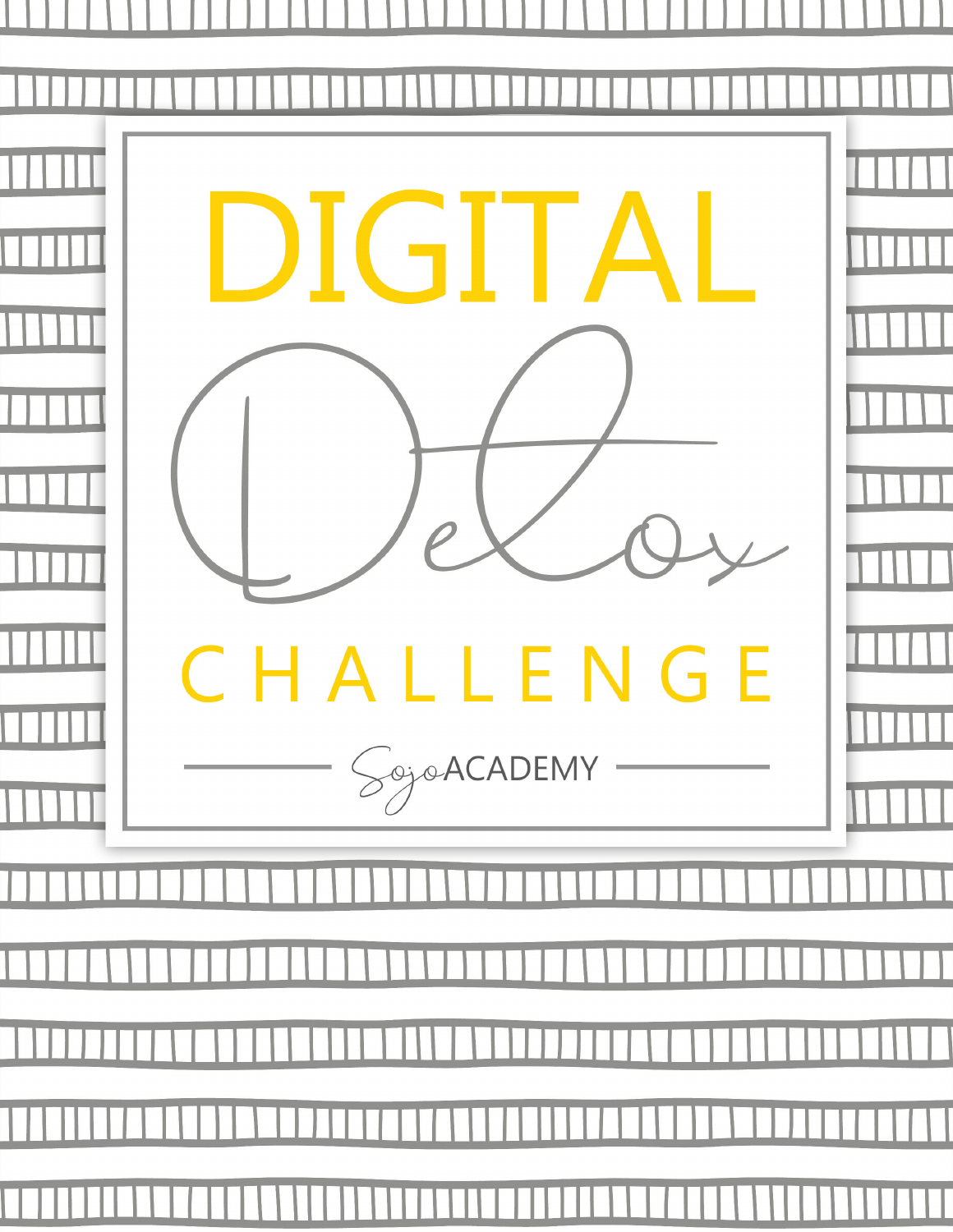# DIGITAL Detox CHALLENGE

Sojo ACADEMY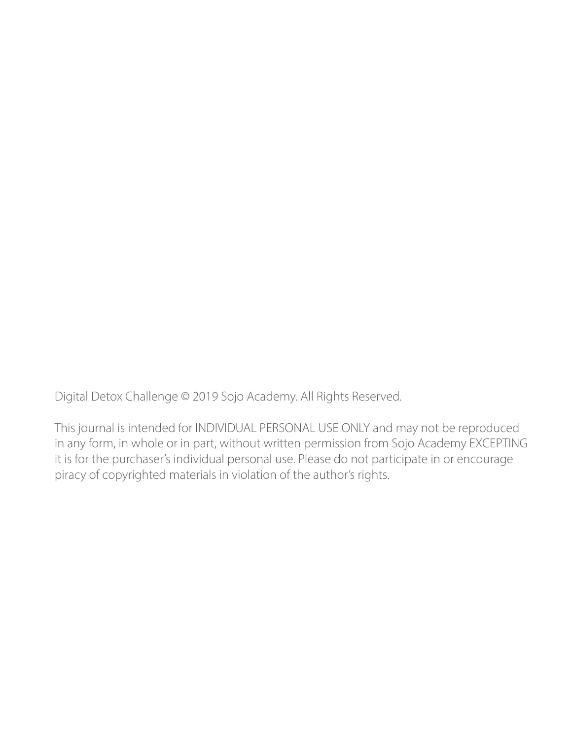Digital Detox Challenge © 2019 Sojo Academy. All Rights Reserved.

This journal is intended for INDIVIDUAL PERSONAL USE ONLY and may not be reproduced in any form, in whole or in part, without written permission from Sojo Academy EXCEPTING it is for the purchaser's individual personal use. Please do not participate in or encourage piracy of copyrighted materials in violation of the author's rights.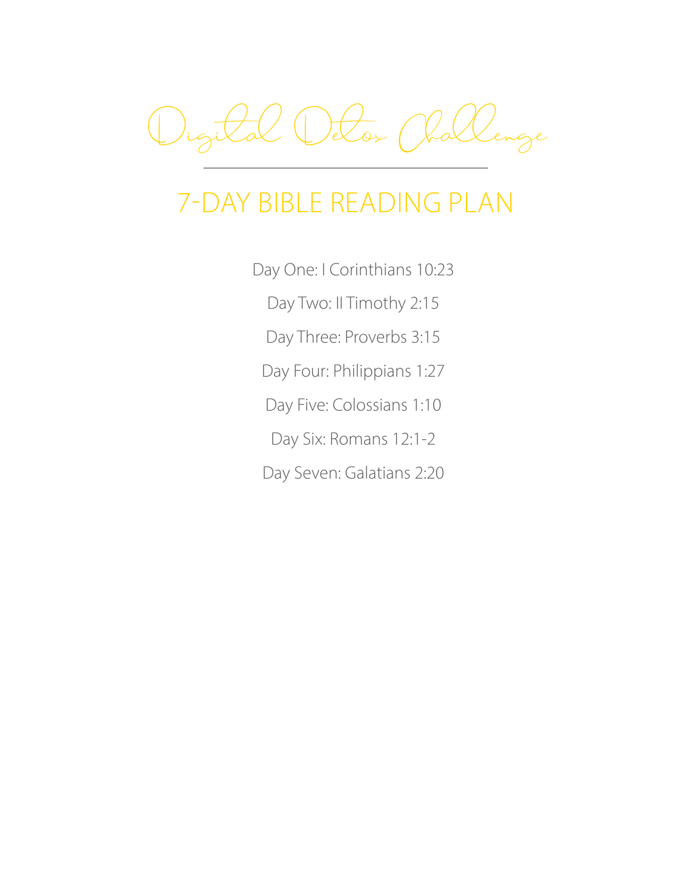# Digital Detox Challenge

## 7-DAY BIBLE READING PLAN

Day One: I Corinthians 10:23

Day Two: II Timothy 2:15

Day Three: Proverbs 3:15

Day Four: Philippians 1:27

Day Five: Colossians 1:10

Day Six: Romans 12:1-2

Day Seven: Galatians 2:20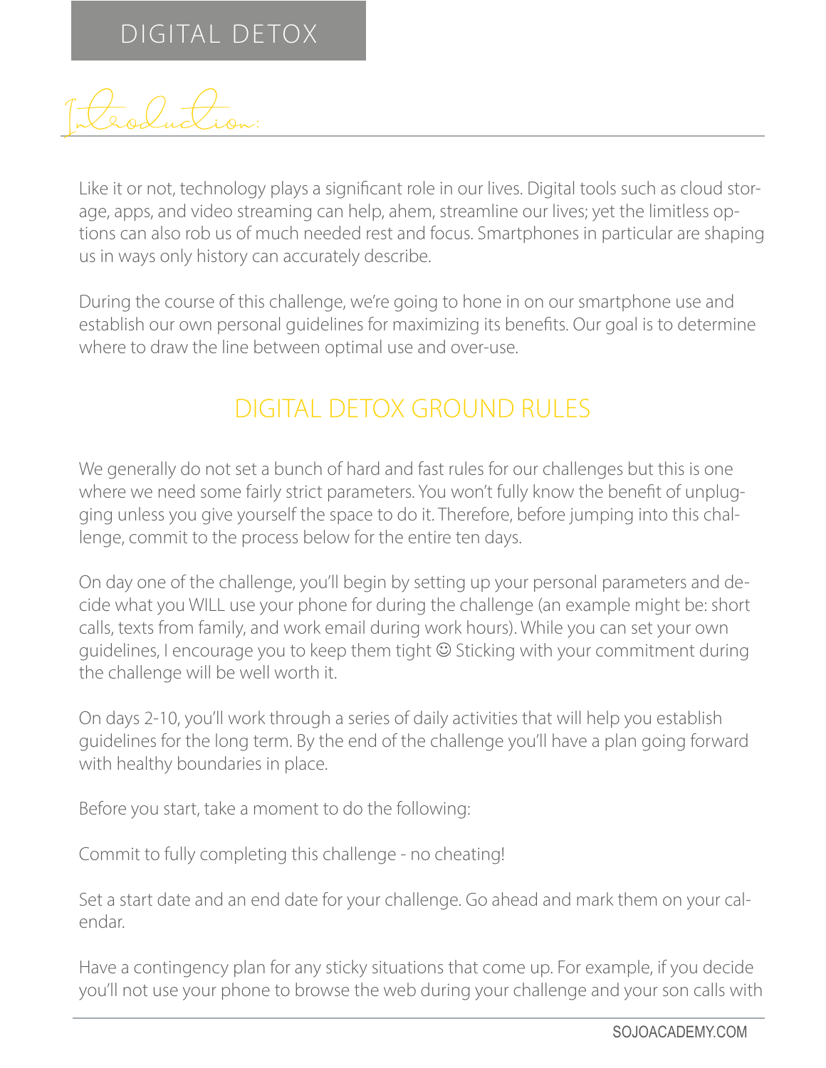# DIGITAL DETOX

## Introduction:

Like it or not, technology plays a significant role in our lives. Digital tools such as cloud storage, apps, and video streaming can help, ahem, streamline our lives; yet the limitless options can also rob us of much needed rest and focus. Smartphones in particular are shaping us in ways only history can accurately describe.

During the course of this challenge, we're going to hone in on our smartphone use and establish our own personal guidelines for maximizing its benefits. Our goal is to determine where to draw the line between optimal use and over-use.

## DIGITAL DETOX GROUND RULES

We generally do not set a bunch of hard and fast rules for our challenges but this is one where we need some fairly strict parameters. You won't fully know the benefit of unplugging unless you give yourself the space to do it. Therefore, before jumping into this challenge, commit to the process below for the entire ten days.

On day one of the challenge, you'll begin by setting up your personal parameters and decide what you WILL use your phone for during the challenge (an example might be: short calls, texts from family, and work email during work hours). While you can set your own guidelines, I encourage you to keep them tight ☺ Sticking with your commitment during the challenge will be well worth it.

On days 2-10, you'll work through a series of daily activities that will help you establish guidelines for the long term. By the end of the challenge you'll have a plan going forward with healthy boundaries in place.

Before you start, take a moment to do the following:

Commit to fully completing this challenge - no cheating!

Set a start date and an end date for your challenge. Go ahead and mark them on your calendar.

Have a contingency plan for any sticky situations that come up. For example, if you decide you'll not use your phone to browse the web during your challenge and your son calls with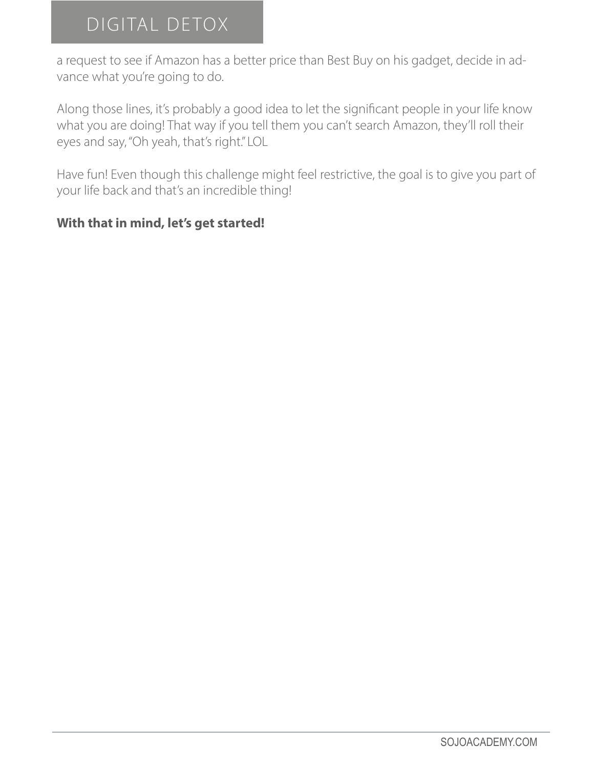a request to see if Amazon has a better price than Best Buy on his gadget, decide in advance what you're going to do.

Along those lines, it's probably a good idea to let the significant people in your life know what you are doing! That way if you tell them you can't search Amazon, they'll roll their eyes and say, "Oh yeah, that's right." LOL

Have fun! Even though this challenge might feel restrictive, the goal is to give you part of your life back and that's an incredible thing!

**With that in mind, let's get started!**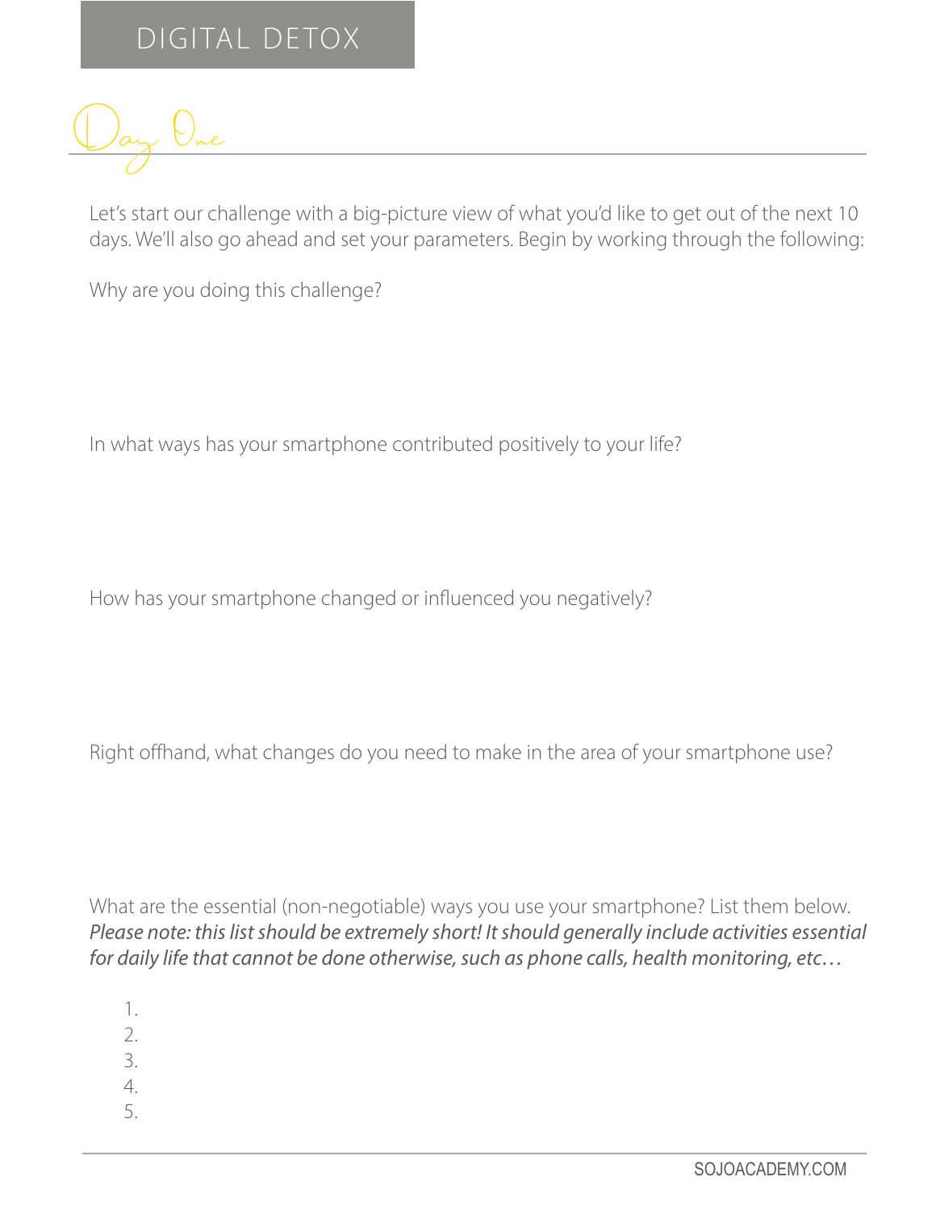# DIGITAL DETOX

## Day One

Let's start our challenge with a big-picture view of what you'd like to get out of the next 10 days. We'll also go ahead and set your parameters. Begin by working through the following:

Why are you doing this challenge?

In what ways has your smartphone contributed positively to your life?

How has your smartphone changed or influenced you negatively?

Right offhand, what changes do you need to make in the area of your smartphone use?

What are the essential (non-negotiable) ways you use your smartphone? List them below. *Please note: this list should be extremely short! It should generally include activities essential for daily life that cannot be done otherwise, such as phone calls, health monitoring, etc…*

1.
2.
3.
4.
5.

SOJOACADEMY.COM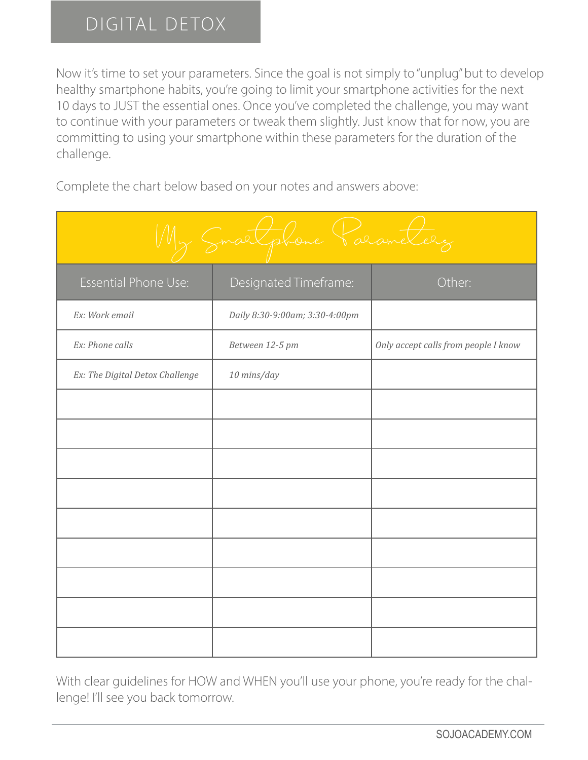## DIGITAL DETOX

Now it's time to set your parameters. Since the goal is not simply to "unplug" but to develop healthy smartphone habits, you're going to limit your smartphone activities for the next 10 days to JUST the essential ones. Once you've completed the challenge, you may want to continue with your parameters or tweak them slightly. Just know that for now, you are committing to using your smartphone within these parameters for the duration of the challenge.

Complete the chart below based on your notes and answers above:

| My Smartphone Parameters | | |
|---|---|---|
| **Essential Phone Use:** | **Designated Timeframe:** | **Other:** |
| *Ex: Work email* | *Daily 8:30-9:00am; 3:30-4:00pm* | |
| *Ex: Phone calls* | *Between 12-5 pm* | *Only accept calls from people I know* |
| *Ex: The Digital Detox Challenge* | *10 mins/day* | |
| | | |
| | | |
| | | |
| | | |
| | | |
| | | |
| | | |
| | | |
| | | |

With clear guidelines for HOW and WHEN you'll use your phone, you're ready for the challenge! I'll see you back tomorrow.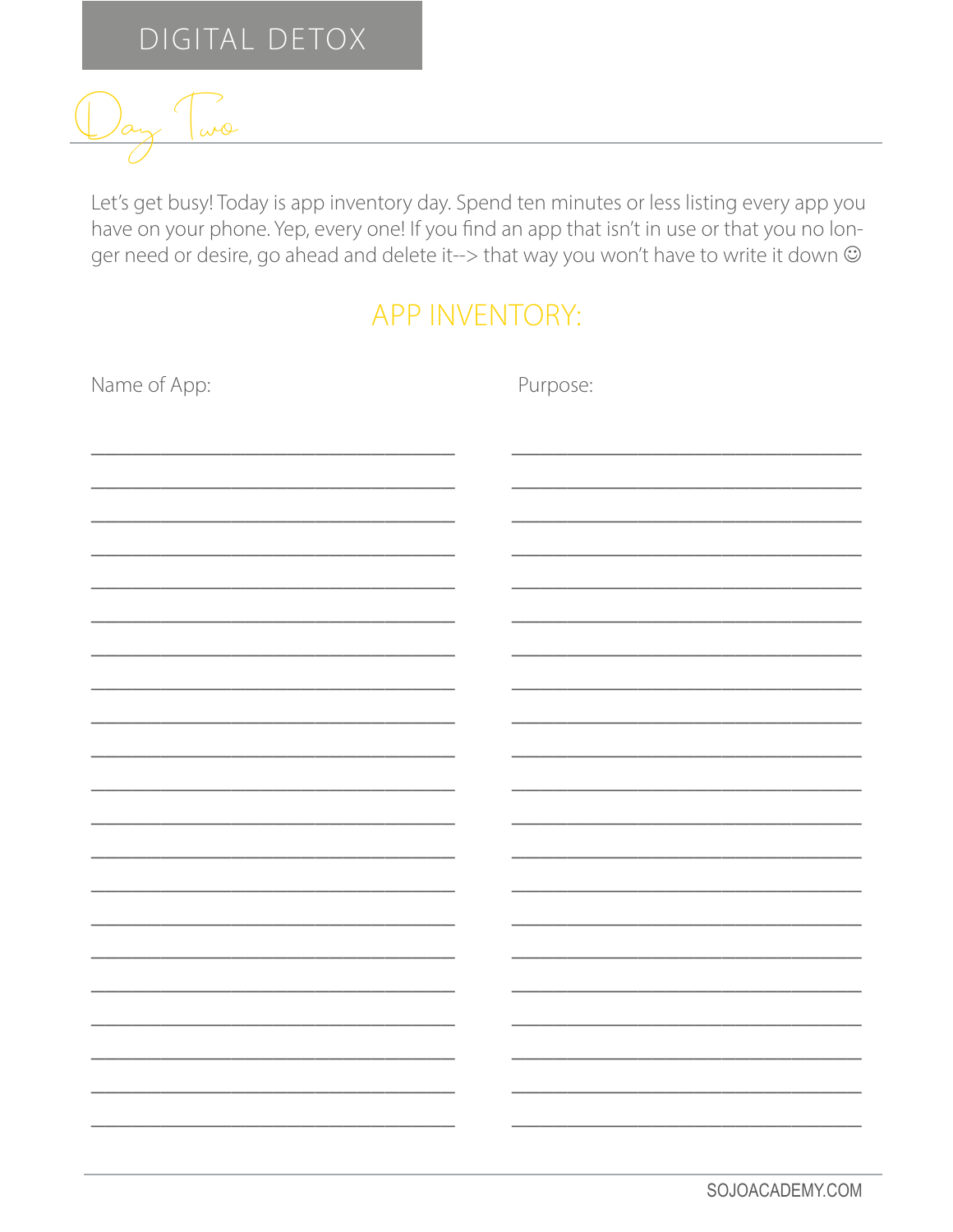# DIGITAL DETOX

## Day Two

Let's get busy! Today is app inventory day. Spend ten minutes or less listing every app you have on your phone. Yep, every one! If you find an app that isn't in use or that you no longer need or desire, go ahead and delete it--> that way you won't have to write it down ☺

### APP INVENTORY:

| Name of App: | Purpose: |
| --- | --- |
| ______________________________ | ______________________________ |
| ______________________________ | ______________________________ |
| ______________________________ | ______________________________ |
| ______________________________ | ______________________________ |
| ______________________________ | ______________________________ |
| ______________________________ | ______________________________ |
| ______________________________ | ______________________________ |
| ______________________________ | ______________________________ |
| ______________________________ | ______________________________ |
| ______________________________ | ______________________________ |
| ______________________________ | ______________________________ |
| ______________________________ | ______________________________ |
| ______________________________ | ______________________________ |
| ______________________________ | ______________________________ |
| ______________________________ | ______________________________ |
| ______________________________ | ______________________________ |
| ______________________________ | ______________________________ |
| ______________________________ | ______________________________ |
| ______________________________ | ______________________________ |
| ______________________________ | ______________________________ |
| ______________________________ | ______________________________ |

SOJOACADEMY.COM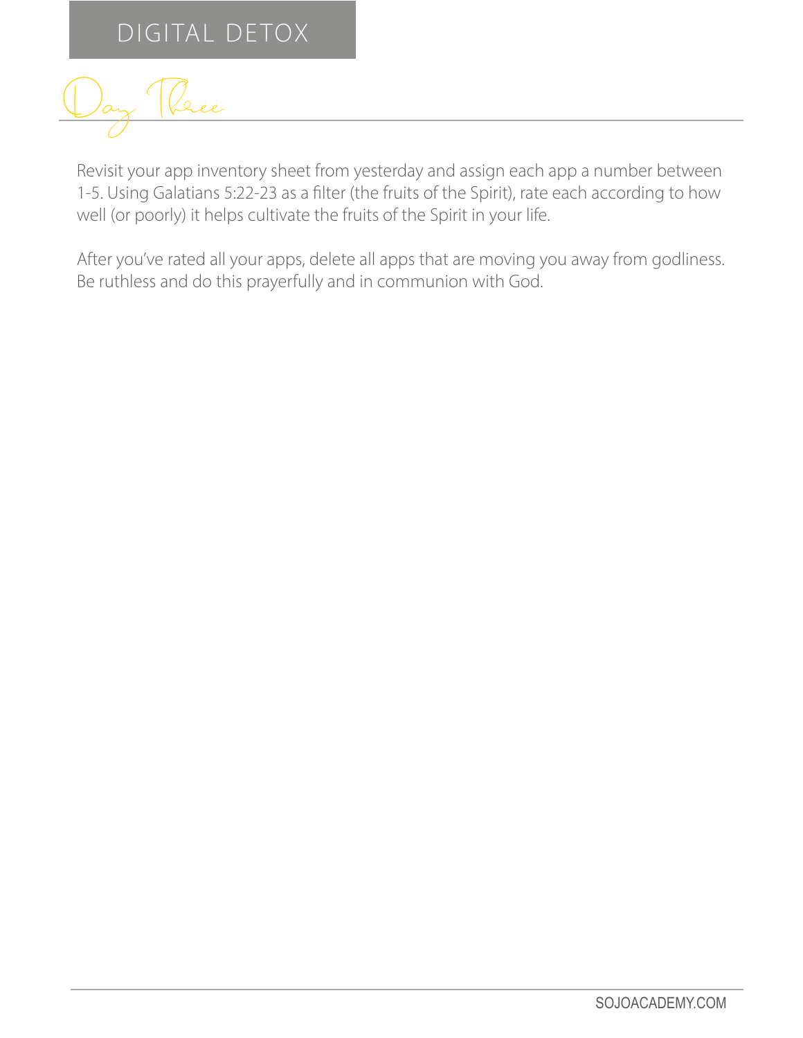DIGITAL DETOX

# Day Three

Revisit your app inventory sheet from yesterday and assign each app a number between 1-5. Using Galatians 5:22-23 as a filter (the fruits of the Spirit), rate each according to how well (or poorly) it helps cultivate the fruits of the Spirit in your life.

After you've rated all your apps, delete all apps that are moving you away from godliness. Be ruthless and do this prayerfully and in communion with God.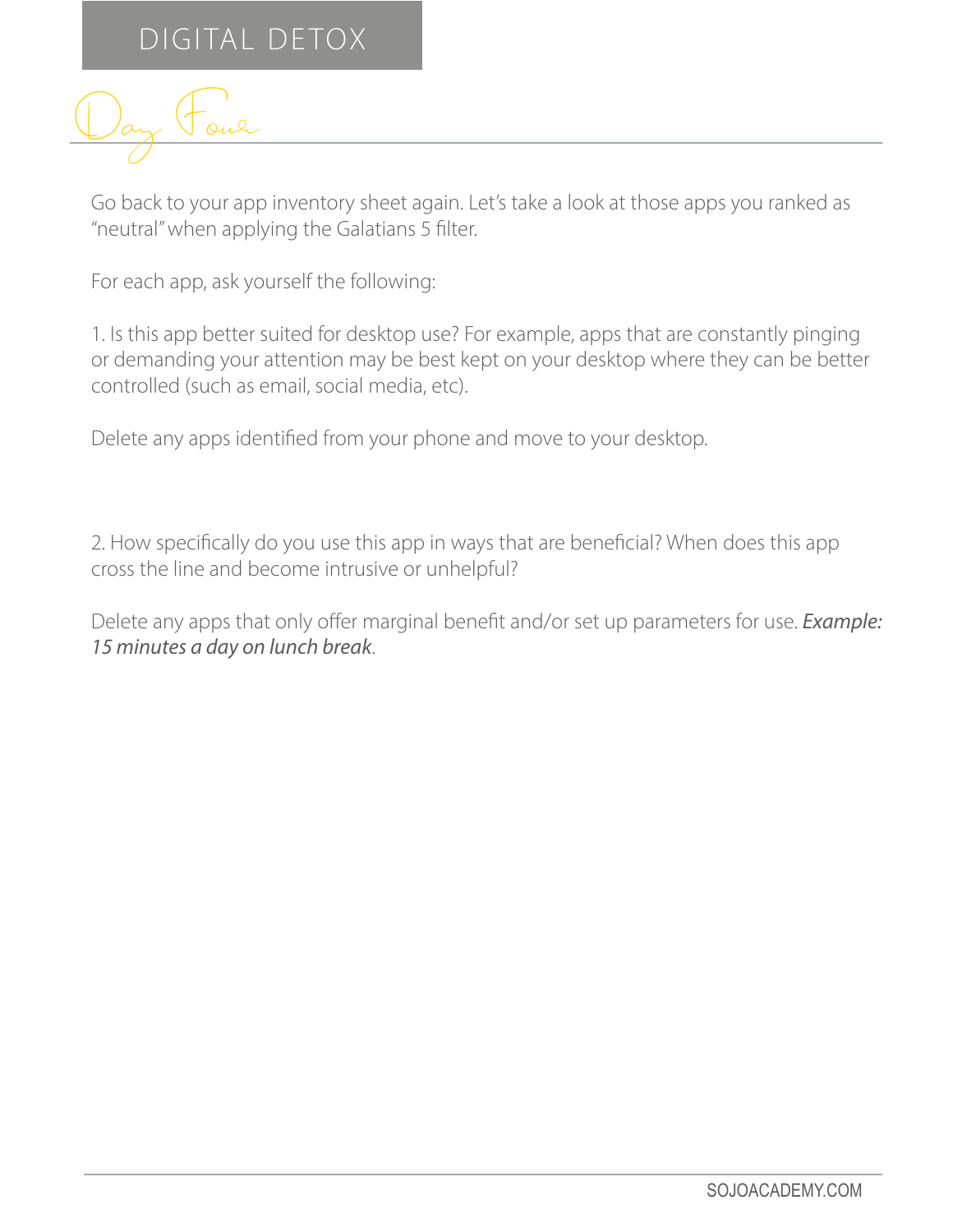DIGITAL DETOX

# Day Four

Go back to your app inventory sheet again. Let's take a look at those apps you ranked as "neutral" when applying the Galatians 5 filter.

For each app, ask yourself the following:

1. Is this app better suited for desktop use? For example, apps that are constantly pinging or demanding your attention may be best kept on your desktop where they can be better controlled (such as email, social media, etc).

Delete any apps identified from your phone and move to your desktop.

2. How specifically do you use this app in ways that are beneficial? When does this app cross the line and become intrusive or unhelpful?

Delete any apps that only offer marginal benefit and/or set up parameters for use. ***Example: 15 minutes a day on lunch break***.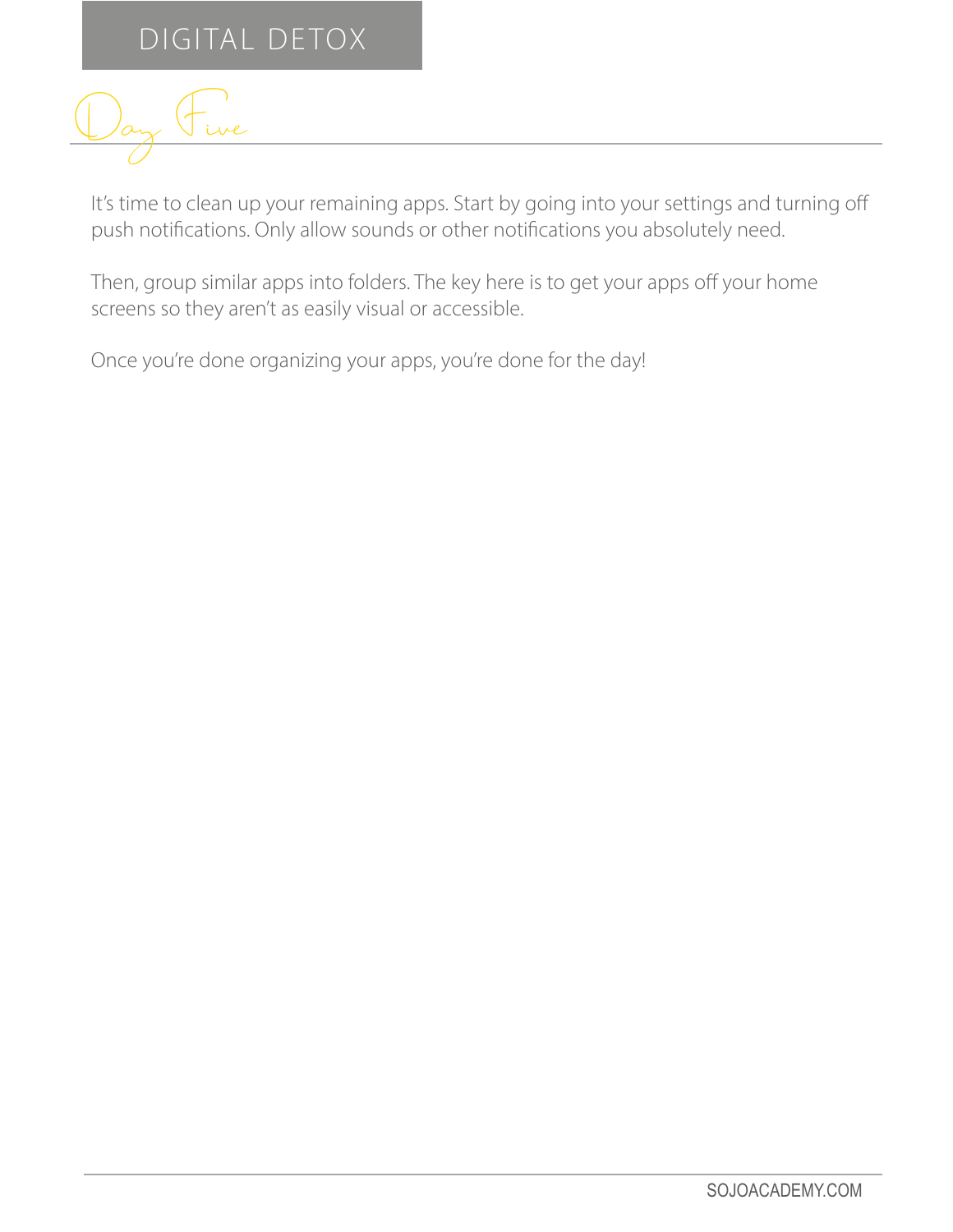DIGITAL DETOX

# Day Five

It's time to clean up your remaining apps. Start by going into your settings and turning off push notifications. Only allow sounds or other notifications you absolutely need.

Then, group similar apps into folders. The key here is to get your apps off your home screens so they aren't as easily visual or accessible.

Once you're done organizing your apps, you're done for the day!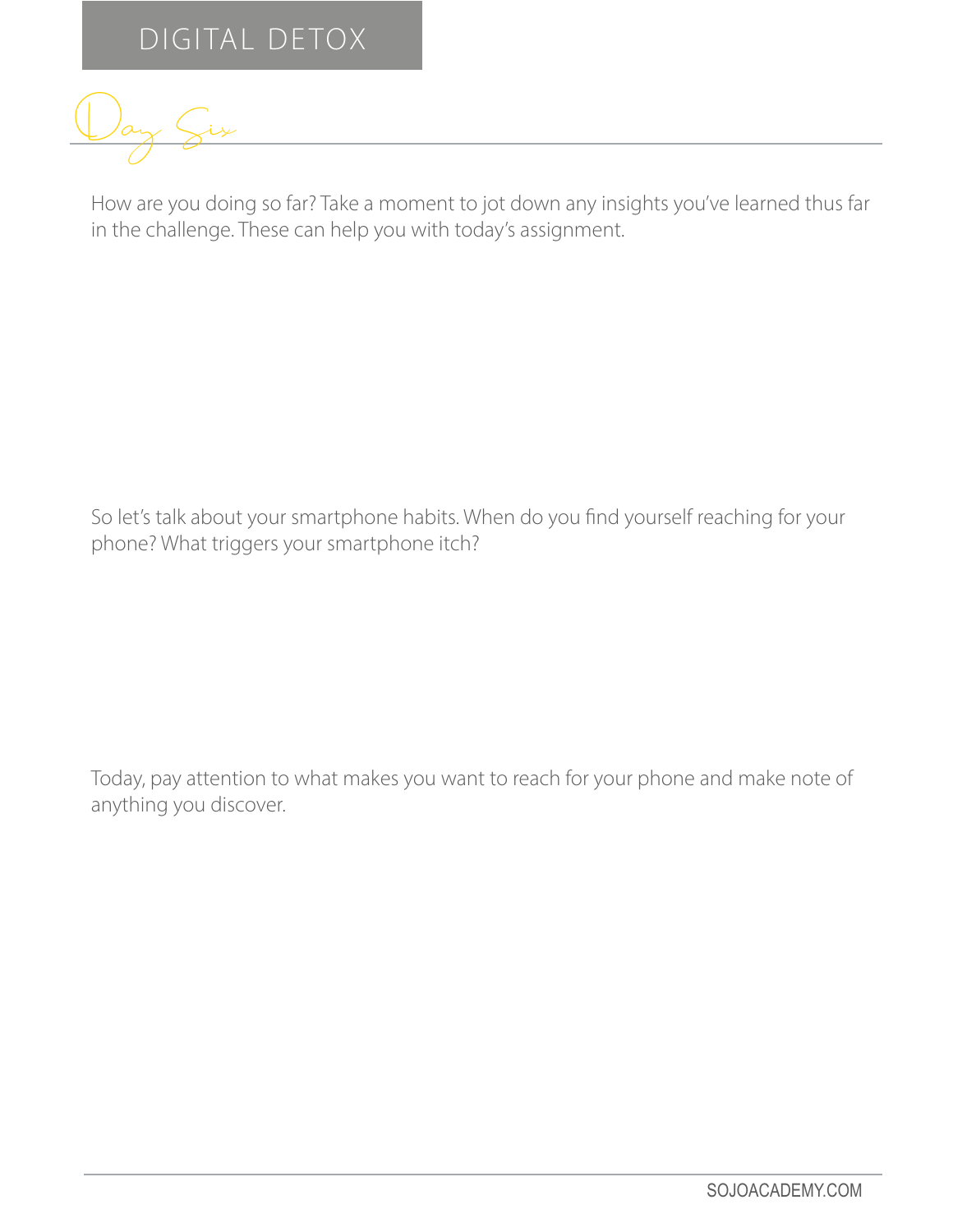# DIGITAL DETOX

## Day Six

How are you doing so far? Take a moment to jot down any insights you've learned thus far in the challenge. These can help you with today's assignment.

So let's talk about your smartphone habits. When do you find yourself reaching for your phone? What triggers your smartphone itch?

Today, pay attention to what makes you want to reach for your phone and make note of anything you discover.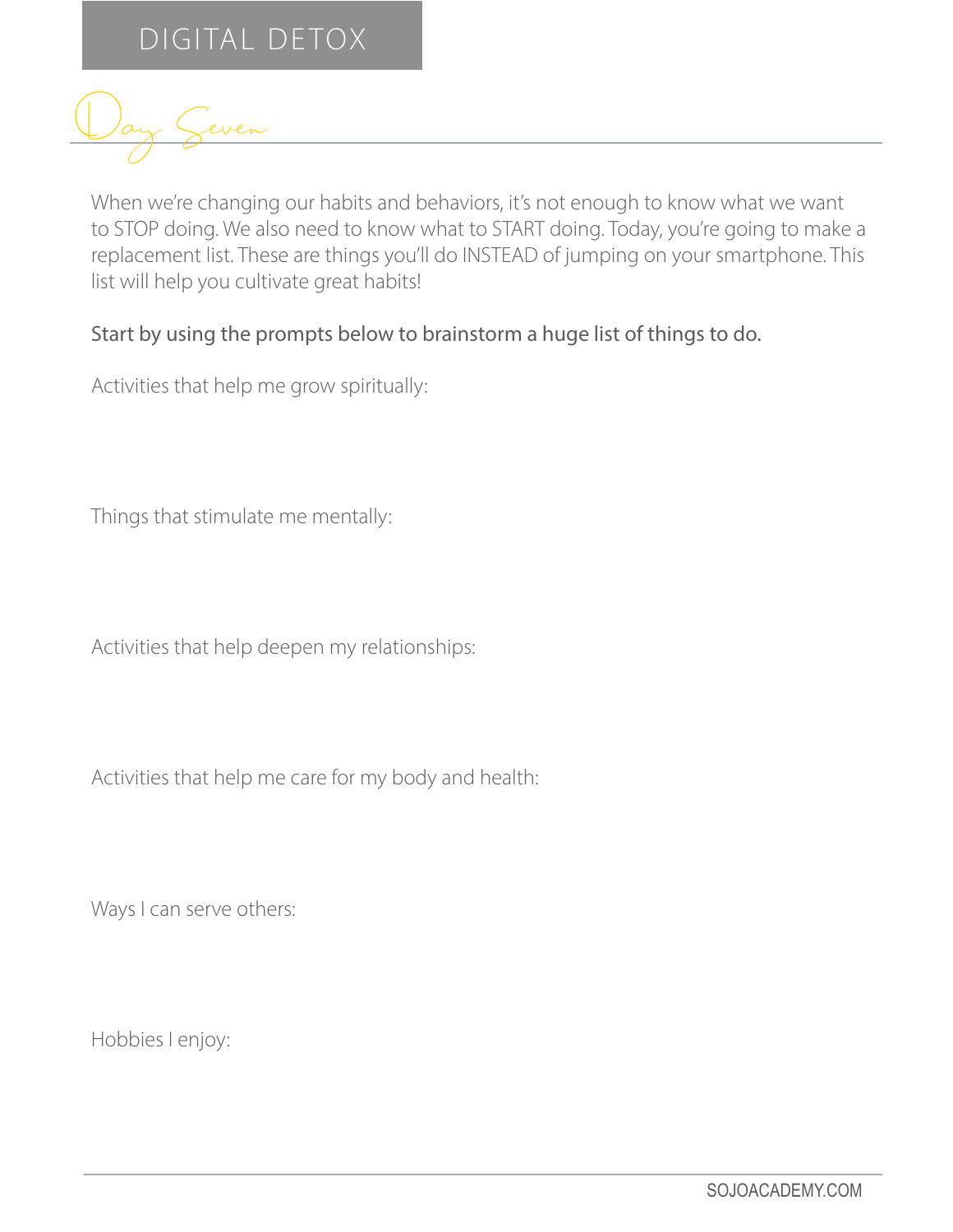# DIGITAL DETOX

## Day Seven

When we're changing our habits and behaviors, it's not enough to know what we want to STOP doing. We also need to know what to START doing. Today, you're going to make a replacement list. These are things you'll do INSTEAD of jumping on your smartphone. This list will help you cultivate great habits!

Start by using the prompts below to brainstorm a huge list of things to do.

Activities that help me grow spiritually:

Things that stimulate me mentally:

Activities that help deepen my relationships:

Activities that help me care for my body and health:

Ways I can serve others:

Hobbies I enjoy: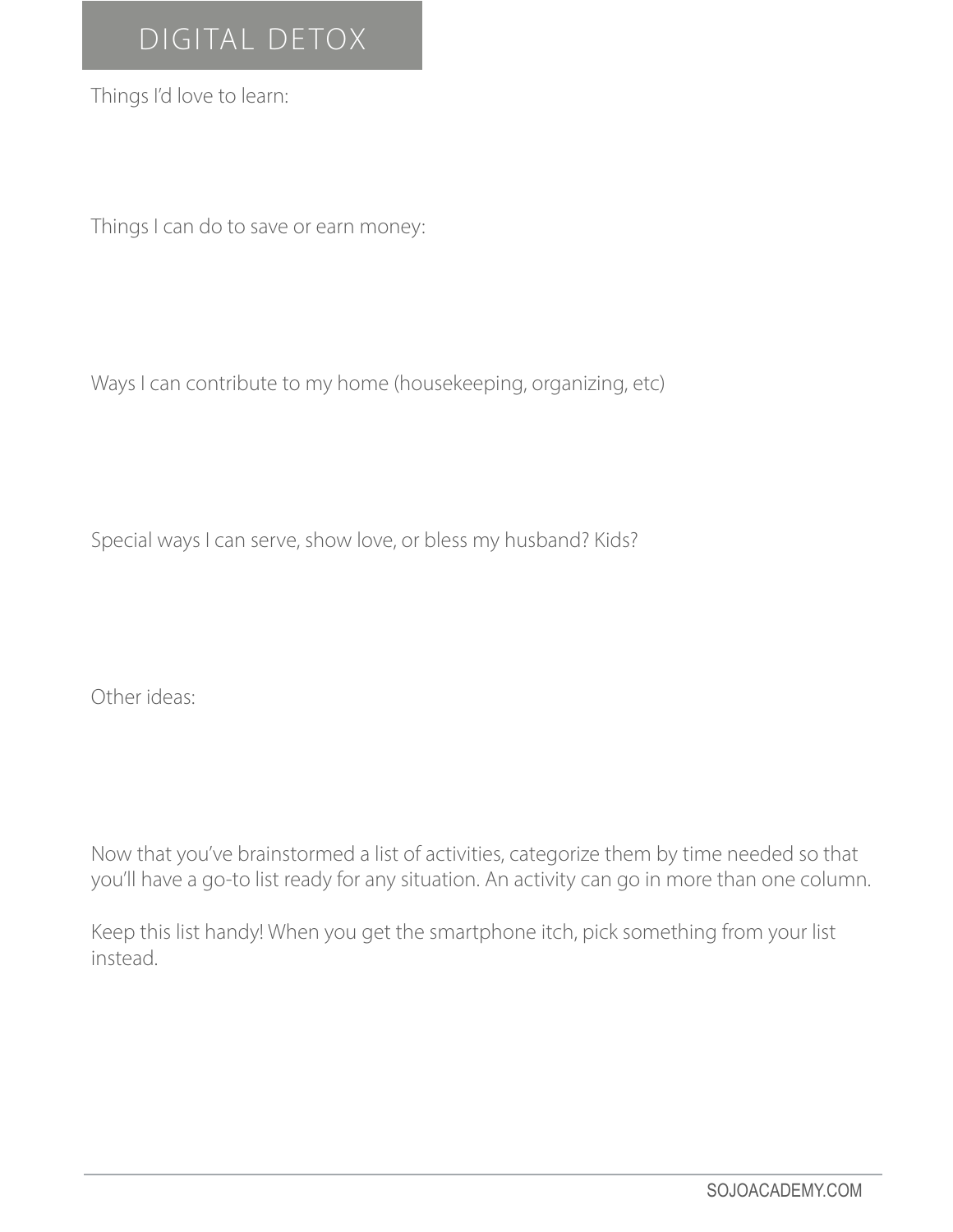# DIGITAL DETOX

Things I'd love to learn:

Things I can do to save or earn money:

Ways I can contribute to my home (housekeeping, organizing, etc)

Special ways I can serve, show love, or bless my husband? Kids?

Other ideas:

Now that you've brainstormed a list of activities, categorize them by time needed so that you'll have a go-to list ready for any situation. An activity can go in more than one column.

Keep this list handy! When you get the smartphone itch, pick something from your list instead.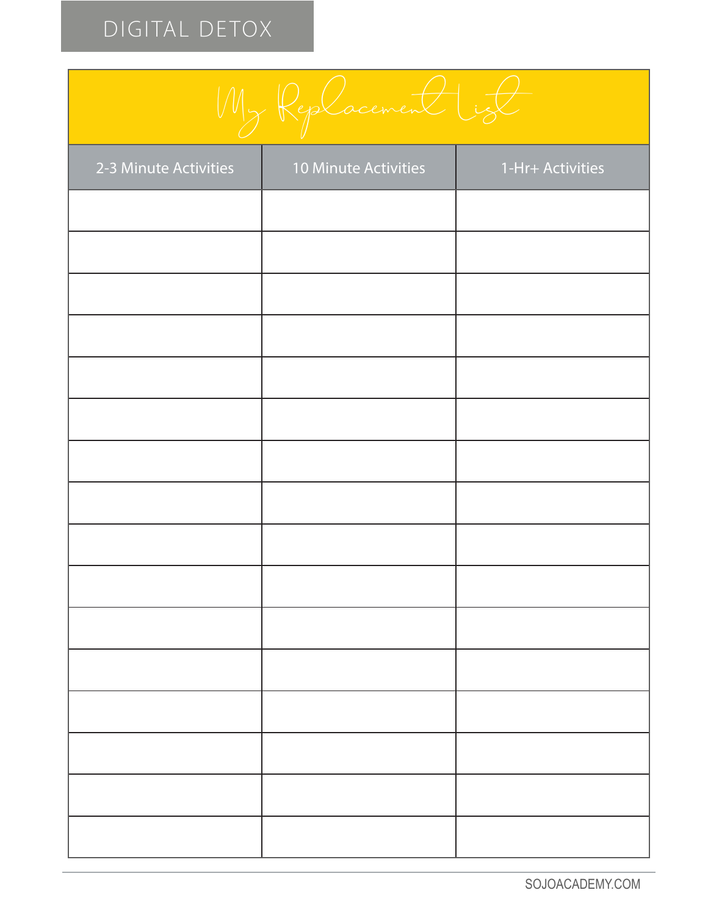# DIGITAL DETOX

## My Replacement List

| 2-3 Minute Activities | 10 Minute Activities | 1-Hr+ Activities |
| --- | --- | --- |
| | | |
| | | |
| | | |
| | | |
| | | |
| | | |
| | | |
| | | |
| | | |
| | | |
| | | |
| | | |
| | | |
| | | |
| | | |
| | | |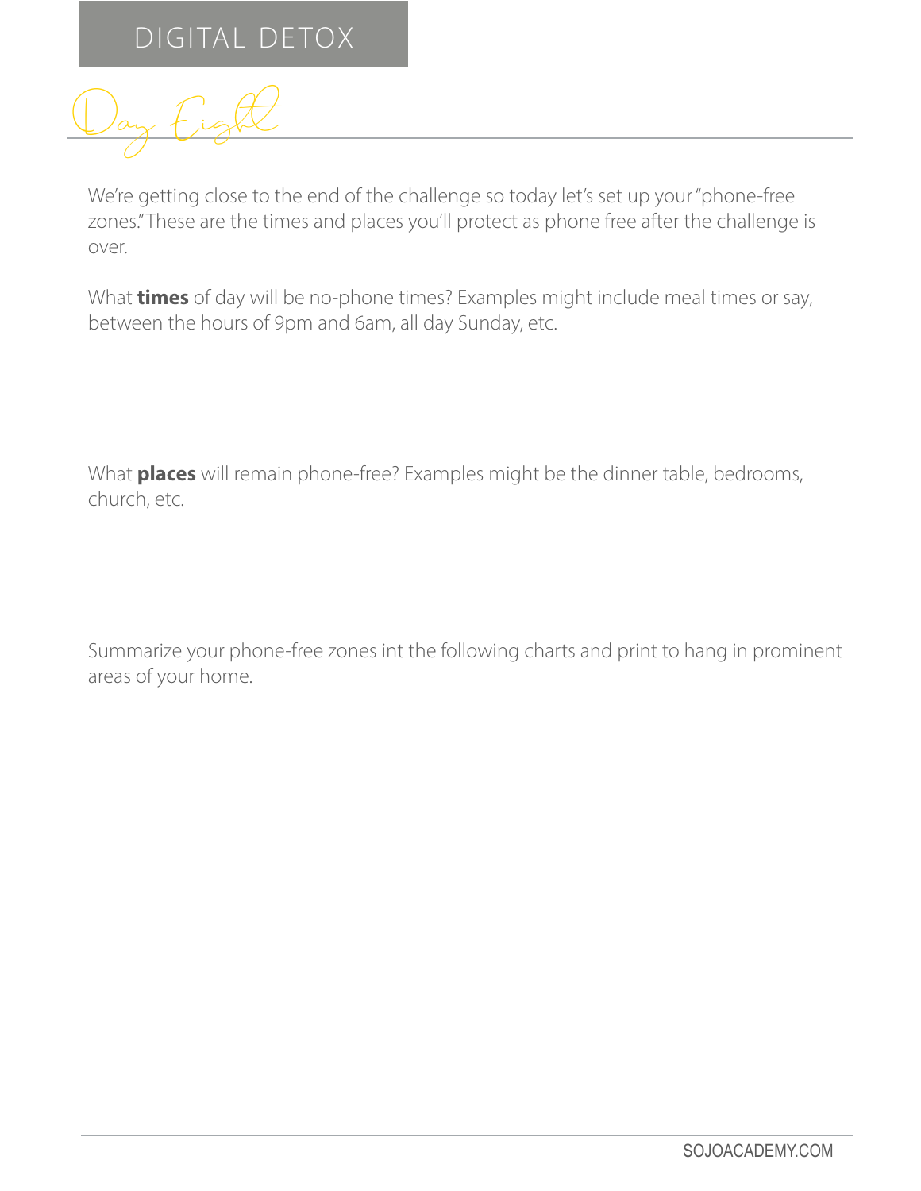DIGITAL DETOX

# Day Eight

We're getting close to the end of the challenge so today let's set up your "phone-free zones." These are the times and places you'll protect as phone free after the challenge is over.

What **times** of day will be no-phone times? Examples might include meal times or say, between the hours of 9pm and 6am, all day Sunday, etc.

What **places** will remain phone-free? Examples might be the dinner table, bedrooms, church, etc.

Summarize your phone-free zones int the following charts and print to hang in prominent areas of your home.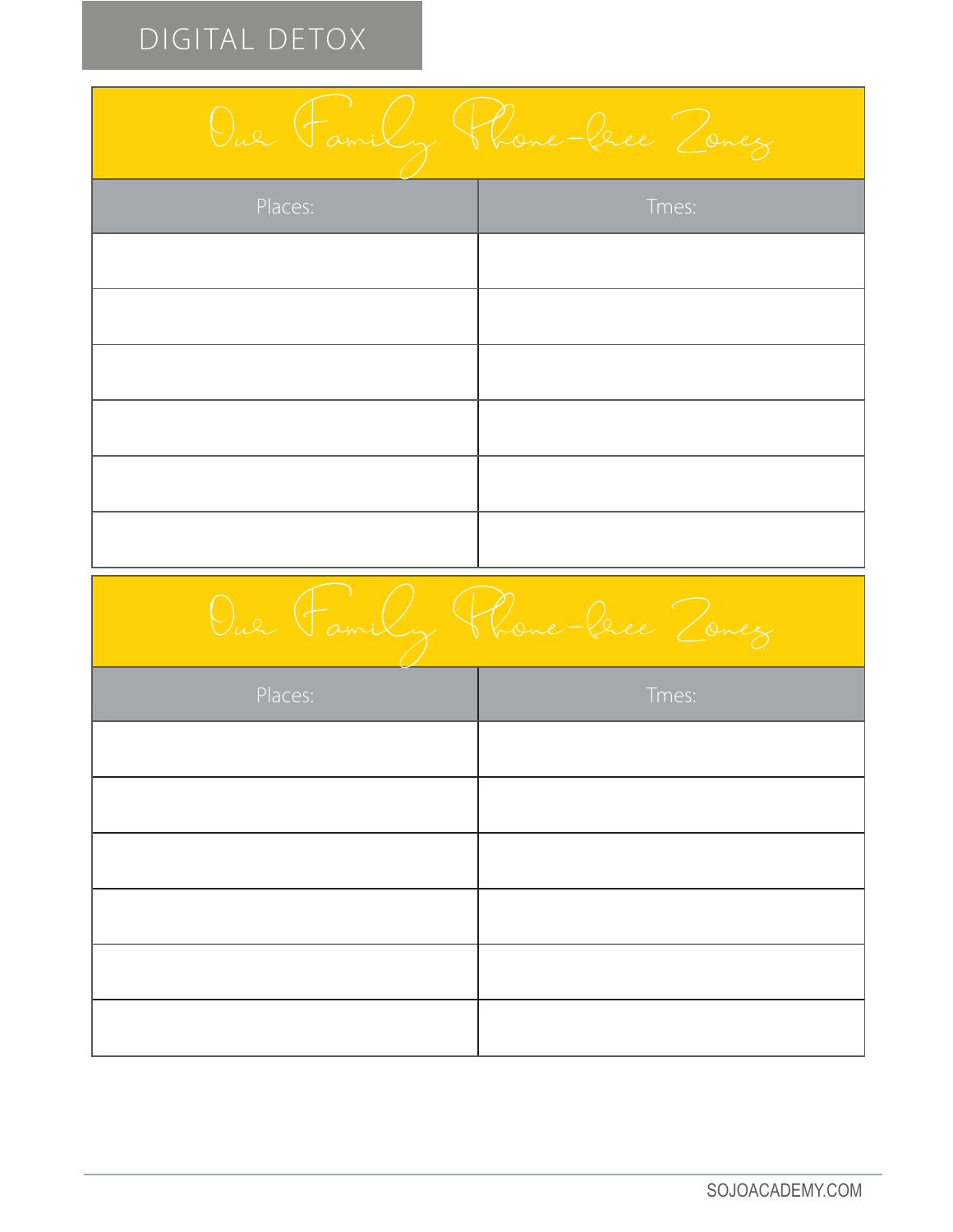DIGITAL DETOX

| Our Family Phone-free Zones | |
|---|---|
| Places: | Tmes: |
| | |
| | |
| | |
| | |
| | |
| | |

| Our Family Phone-free Zones | |
|---|---|
| Places: | Tmes: |
| | |
| | |
| | |
| | |
| | |
| | |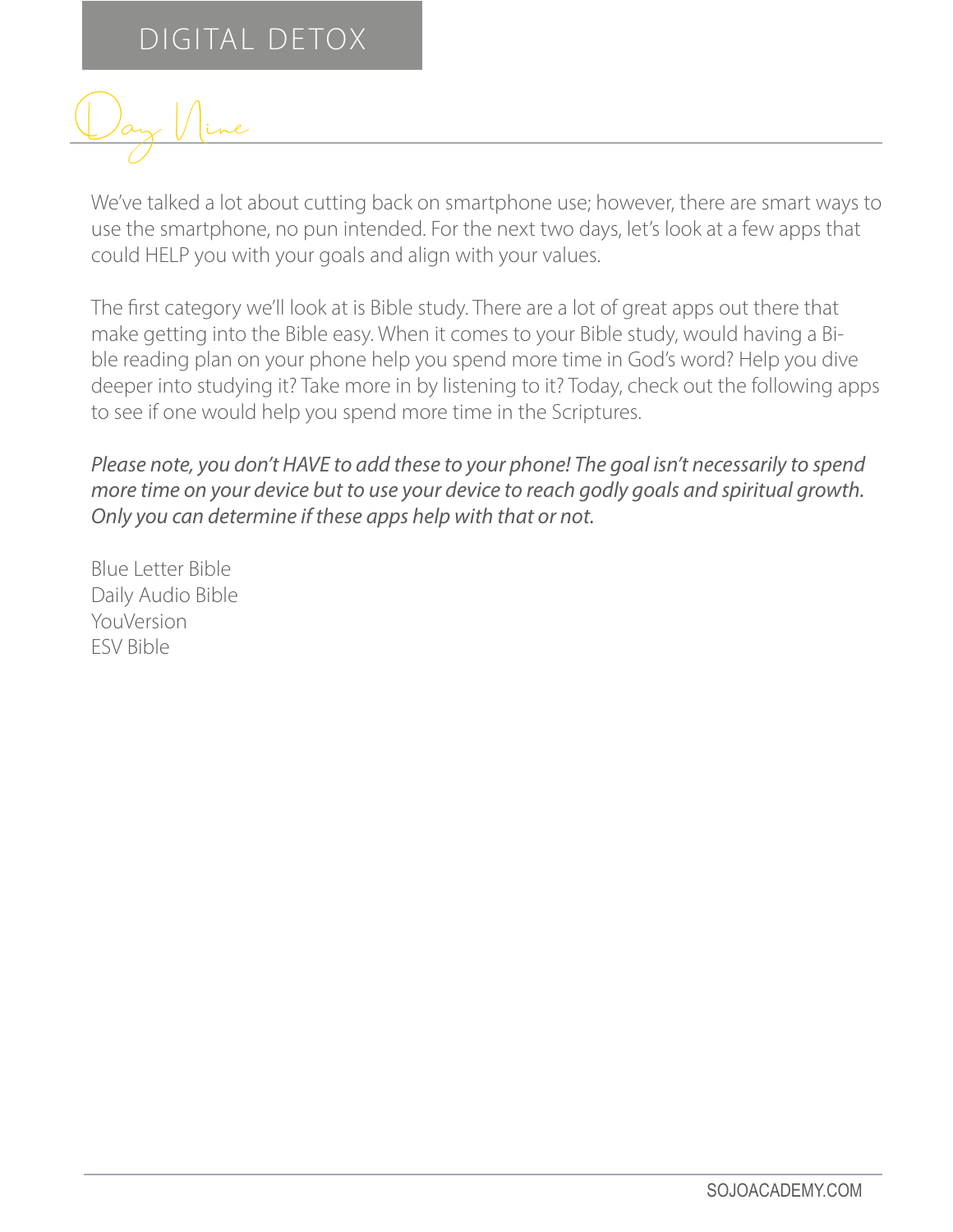# Day Nine

We've talked a lot about cutting back on smartphone use; however, there are smart ways to use the smartphone, no pun intended. For the next two days, let's look at a few apps that could HELP you with your goals and align with your values.

The first category we'll look at is Bible study. There are a lot of great apps out there that make getting into the Bible easy. When it comes to your Bible study, would having a Bible reading plan on your phone help you spend more time in God's word? Help you dive deeper into studying it? Take more in by listening to it? Today, check out the following apps to see if one would help you spend more time in the Scriptures.

*Please note, you don't HAVE to add these to your phone! The goal isn't necessarily to spend more time on your device but to use your device to reach godly goals and spiritual growth. Only you can determine if these apps help with that or not.*

Blue Letter Bible
Daily Audio Bible
YouVersion
ESV Bible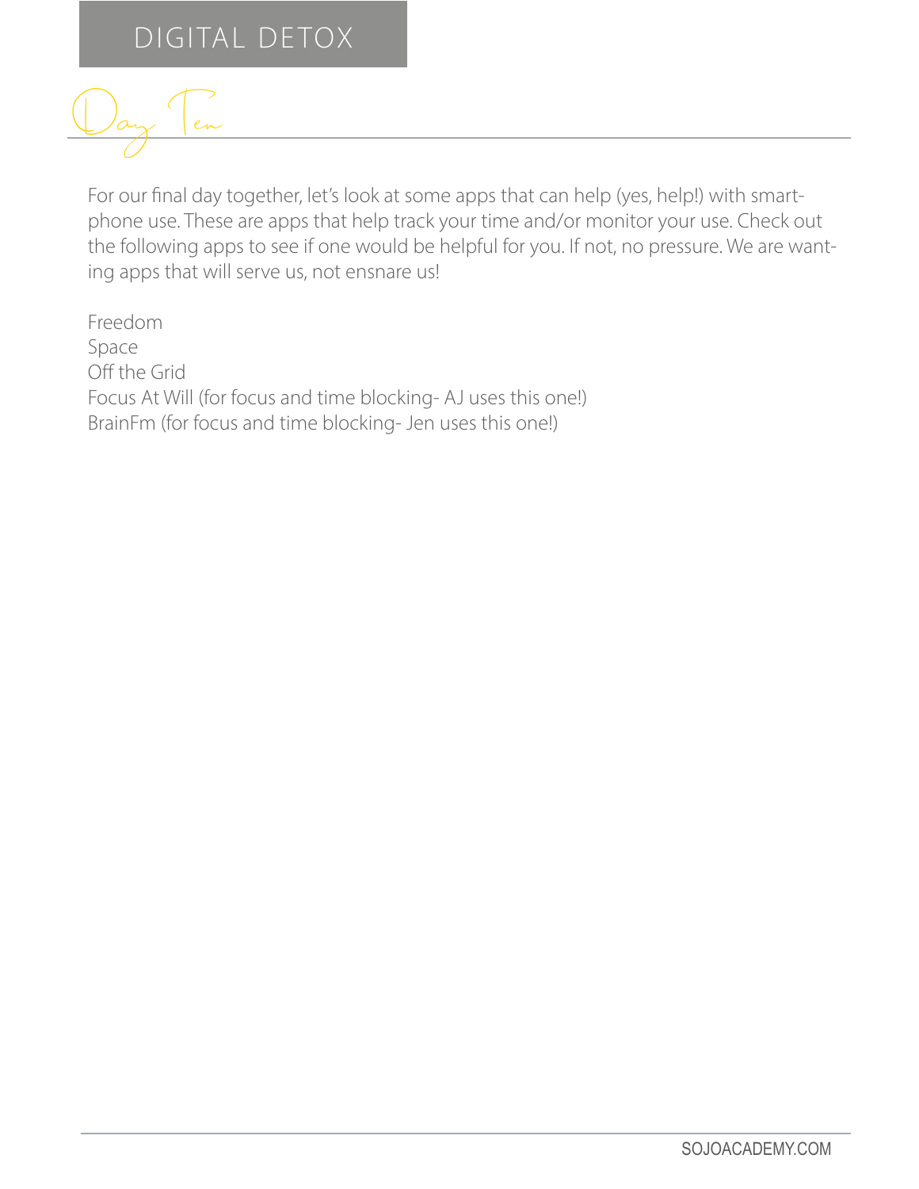DIGITAL DETOX

# Day Ten

For our final day together, let's look at some apps that can help (yes, help!) with smartphone use. These are apps that help track your time and/or monitor your use. Check out the following apps to see if one would be helpful for you. If not, no pressure. We are wanting apps that will serve us, not ensnare us!

Freedom
Space
Off the Grid
Focus At Will (for focus and time blocking- AJ uses this one!)
BrainFm (for focus and time blocking- Jen uses this one!)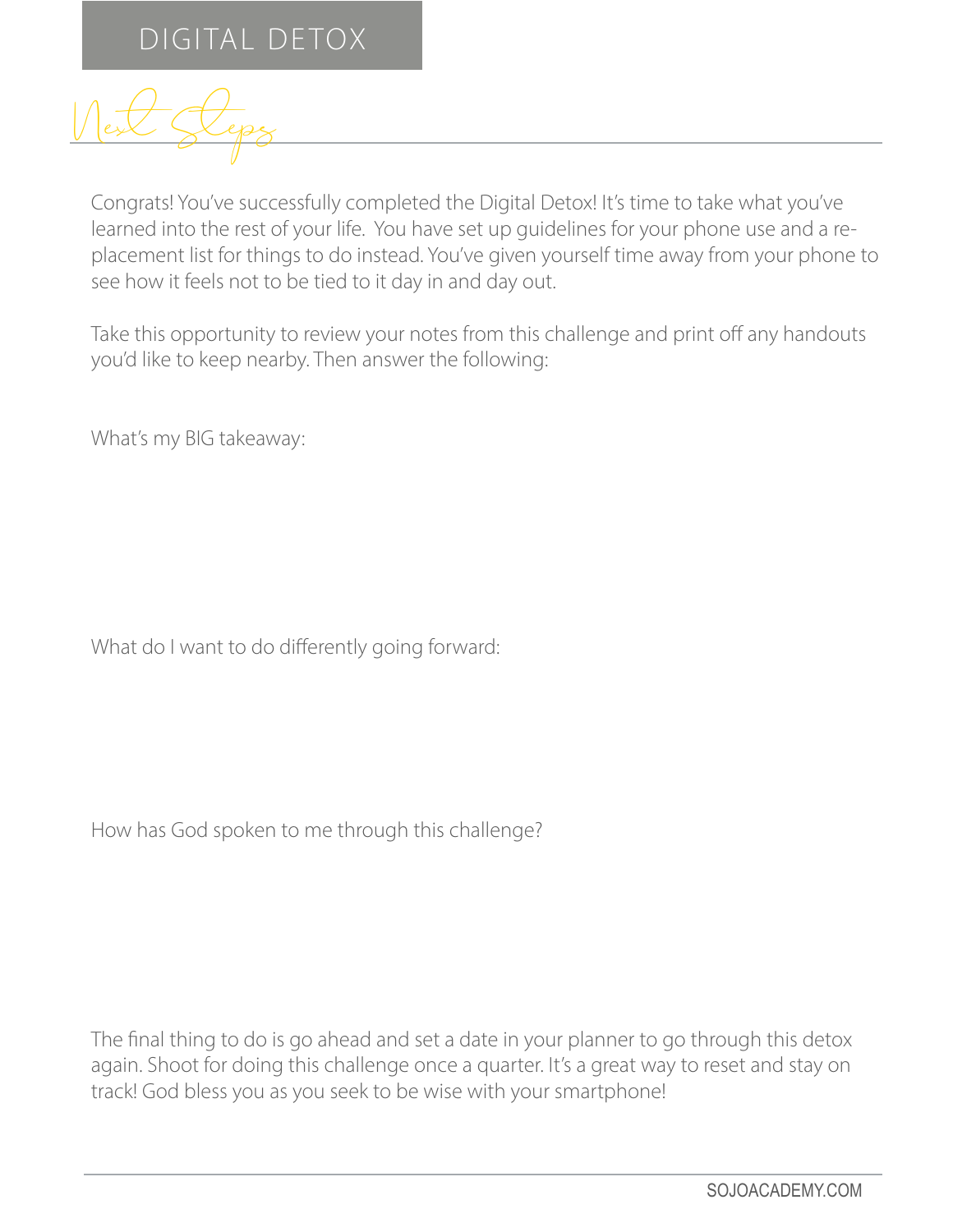DIGITAL DETOX

# Next Steps

Congrats! You've successfully completed the Digital Detox! It's time to take what you've learned into the rest of your life. You have set up guidelines for your phone use and a replacement list for things to do instead. You've given yourself time away from your phone to see how it feels not to be tied to it day in and day out.

Take this opportunity to review your notes from this challenge and print off any handouts you'd like to keep nearby. Then answer the following:

What's my BIG takeaway:

What do I want to do differently going forward:

How has God spoken to me through this challenge?

The final thing to do is go ahead and set a date in your planner to go through this detox again. Shoot for doing this challenge once a quarter. It's a great way to reset and stay on track! God bless you as you seek to be wise with your smartphone!

SOJOACADEMY.COM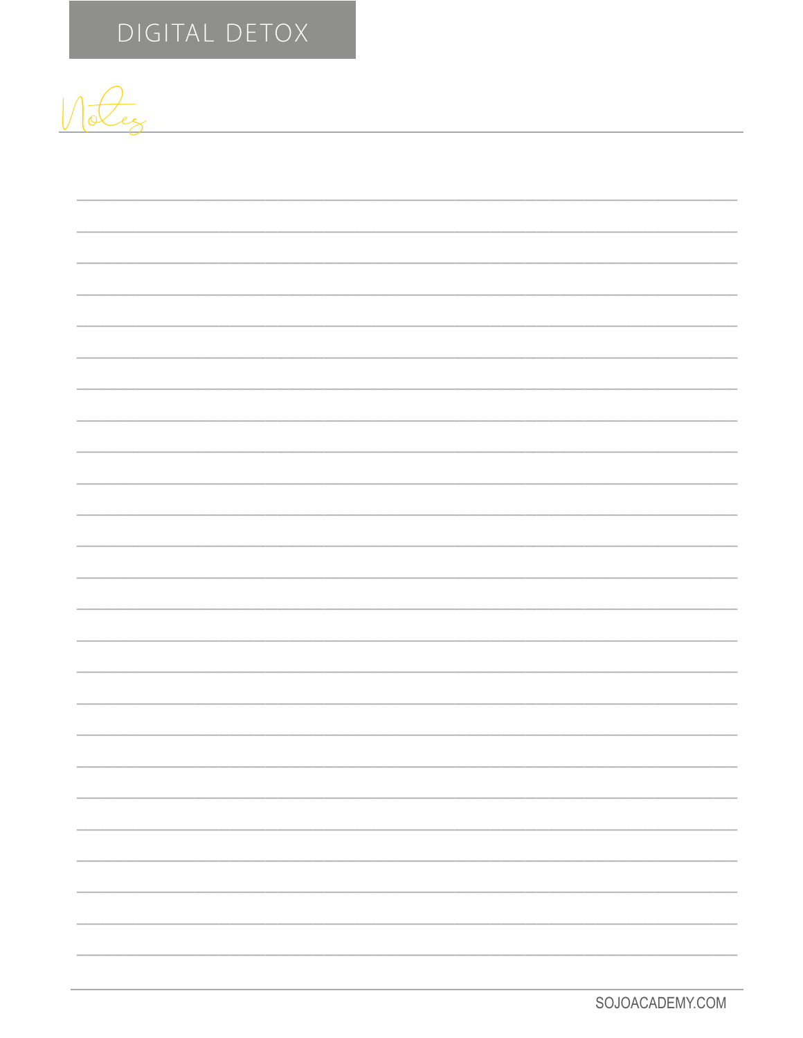# Notes